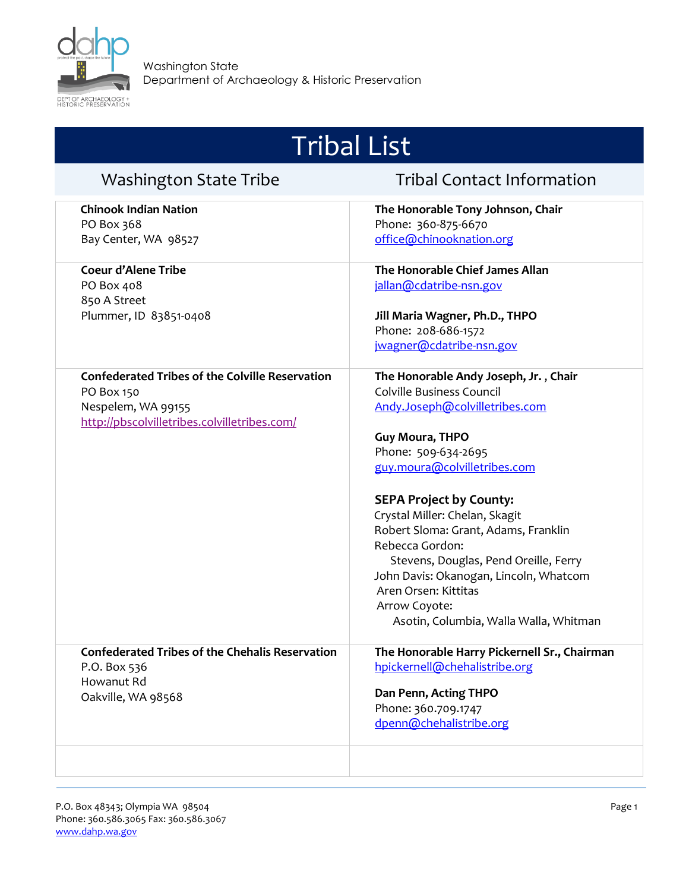Washington State
Department of Archaeology & Historic Preservation

# Tribal List

| Washington State Tribe | Tribal Contact Information |
|---|---|
| **Chinook Indian Nation**<br>PO Box 368<br>Bay Center, WA 98527 | **The Honorable Tony Johnson, Chair**<br>Phone: 360-875-6670<br>office@chinooknation.org |
| **Coeur d'Alene Tribe**<br>PO Box 408<br>850 A Street<br>Plummer, ID 83851-0408 | **The Honorable Chief James Allan**<br>jallan@cdatribe-nsn.gov<br><br>**Jill Maria Wagner, Ph.D., THPO**<br>Phone: 208-686-1572<br>jwagner@cdatribe-nsn.gov |
| **Confederated Tribes of the Colville Reservation**<br>PO Box 150<br>Nespelem, WA 99155<br>http://pbscolvilletribes.colvilletribes.com/ | **The Honorable Andy Joseph, Jr. , Chair**<br>Colville Business Council<br>Andy.Joseph@colvilletribes.com<br><br>**Guy Moura, THPO**<br>Phone: 509-634-2695<br>guy.moura@colvilletribes.com<br><br>**SEPA Project by County:**<br>Crystal Miller: Chelan, Skagit<br>Robert Sloma: Grant, Adams, Franklin<br>Rebecca Gordon:<br>Stevens, Douglas, Pend Oreille, Ferry<br>John Davis: Okanogan, Lincoln, Whatcom<br>Aren Orsen: Kittitas<br>Arrow Coyote:<br>Asotin, Columbia, Walla Walla, Whitman |
| **Confederated Tribes of the Chehalis Reservation**<br>P.O. Box 536<br>Howanut Rd<br>Oakville, WA 98568 | **The Honorable Harry Pickernell Sr., Chairman**<br>hpickernell@chehalistribe.org<br><br>**Dan Penn, Acting THPO**<br>Phone: 360.709.1747<br>dpenn@chehalistribe.org |
| | |

P.O. Box 48343; Olympia WA 98504
Phone: 360.586.3065 Fax: 360.586.3067
www.dahp.wa.gov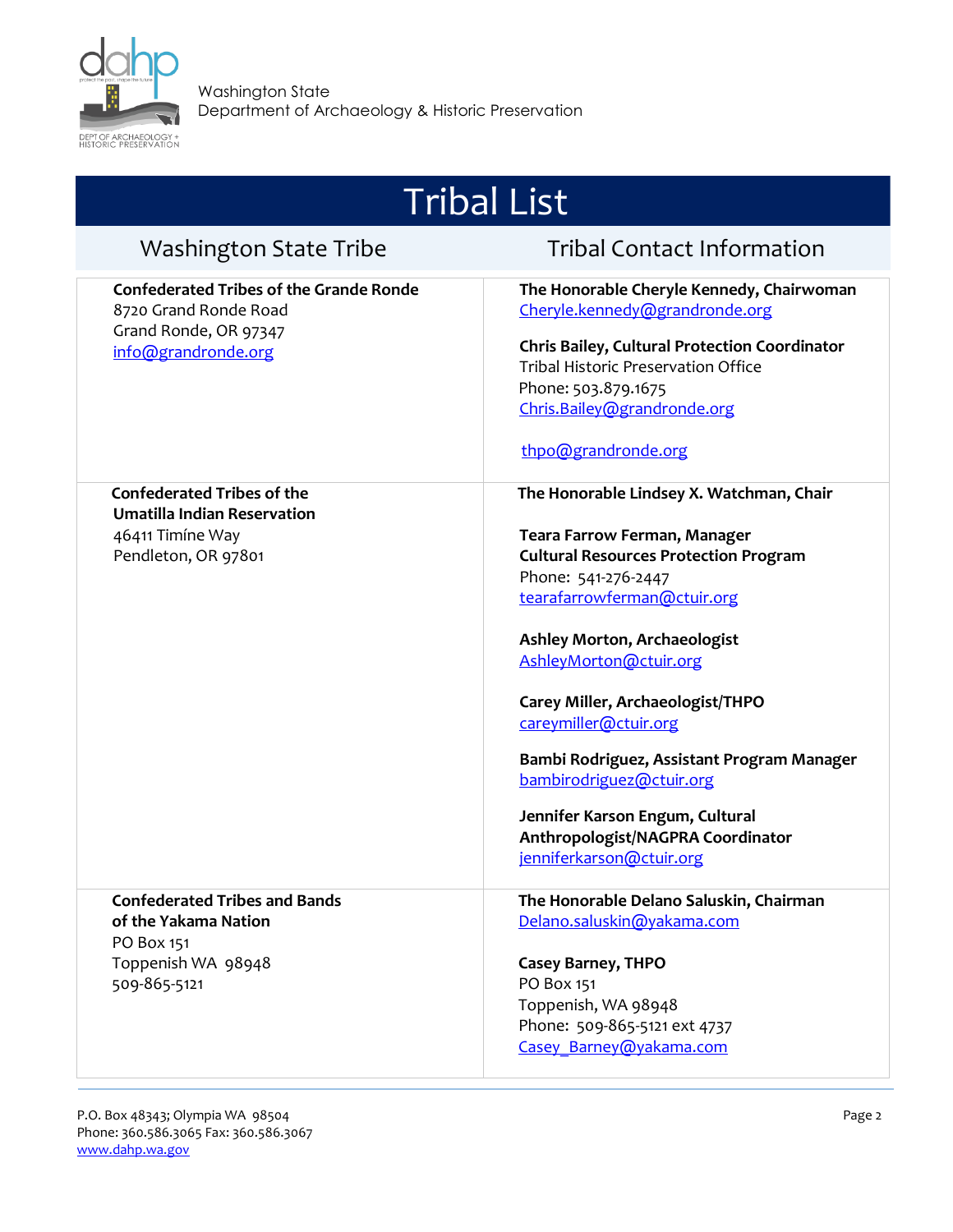Washington State
Department of Archaeology & Historic Preservation

# Tribal List

| Washington State Tribe | Tribal Contact Information |
|---|---|
| **Confederated Tribes of the Grande Ronde**<br>8720 Grand Ronde Road<br>Grand Ronde, OR 97347<br>info@grandronde.org | **The Honorable Cheryle Kennedy, Chairwoman**<br>Cheryle.kennedy@grandronde.org<br><br>**Chris Bailey, Cultural Protection Coordinator**<br>Tribal Historic Preservation Office<br>Phone: 503.879.1675<br>Chris.Bailey@grandronde.org<br><br>thpo@grandronde.org |
| **Confederated Tribes of the Umatilla Indian Reservation**<br>46411 Timíne Way<br>Pendleton, OR 97801 | **The Honorable Lindsey X. Watchman, Chair**<br><br>**Teara Farrow Ferman, Manager**<br>**Cultural Resources Protection Program**<br>Phone: 541-276-2447<br>tearafarrowferman@ctuir.org<br><br>**Ashley Morton, Archaeologist**<br>AshleyMorton@ctuir.org<br><br>**Carey Miller, Archaeologist/THPO**<br>careymiller@ctuir.org<br><br>**Bambi Rodriguez, Assistant Program Manager**<br>bambirodriguez@ctuir.org<br><br>**Jennifer Karson Engum, Cultural Anthropologist/NAGPRA Coordinator**<br>jenniferkarson@ctuir.org |
| **Confederated Tribes and Bands of the Yakama Nation**<br>PO Box 151<br>Toppenish WA 98948<br>509-865-5121 | **The Honorable Delano Saluskin, Chairman**<br>Delano.saluskin@yakama.com<br><br>**Casey Barney, THPO**<br>PO Box 151<br>Toppenish, WA 98948<br>Phone: 509-865-5121 ext 4737<br>Casey_Barney@yakama.com |

P.O. Box 48343; Olympia WA 98504
Phone: 360.586.3065 Fax: 360.586.3067
www.dahp.wa.gov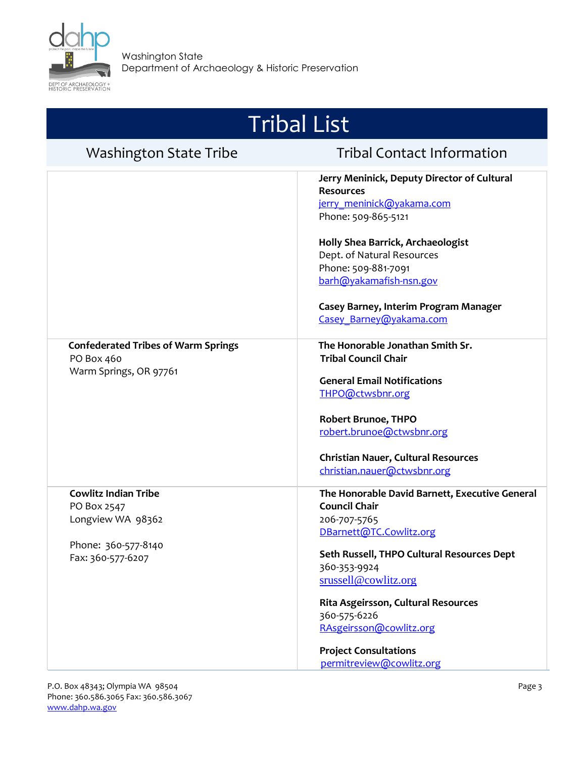Washington State
Department of Archaeology & Historic Preservation

# Tribal List

| Washington State Tribe | Tribal Contact Information |
|---|---|
| | **Jerry Meninick, Deputy Director of Cultural Resources**<br>jerry_meninick@yakama.com<br>Phone: 509-865-5121<br><br>**Holly Shea Barrick, Archaeologist**<br>Dept. of Natural Resources<br>Phone: 509-881-7091<br>barh@yakamafish-nsn.gov<br><br>**Casey Barney, Interim Program Manager**<br>Casey_Barney@yakama.com |
| **Confederated Tribes of Warm Springs**<br>PO Box 460<br>Warm Springs, OR 97761 | **The Honorable Jonathan Smith Sr.**<br>**Tribal Council Chair**<br><br>**General Email Notifications**<br>THPO@ctwsbnr.org<br><br>**Robert Brunoe, THPO**<br>robert.brunoe@ctwsbnr.org<br><br>**Christian Nauer, Cultural Resources**<br>christian.nauer@ctwsbnr.org |
| **Cowlitz Indian Tribe**<br>PO Box 2547<br>Longview WA 98362<br><br>Phone: 360-577-8140<br>Fax: 360-577-6207 | **The Honorable David Barnett, Executive General Council Chair**<br>206-707-5765<br>DBarnett@TC.Cowlitz.org<br><br>**Seth Russell, THPO Cultural Resources Dept**<br>360-353-9924<br>srussell@cowlitz.org<br><br>**Rita Asgeirsson, Cultural Resources**<br>360-575-6226<br>RAsgeirsson@cowlitz.org<br><br>**Project Consultations**<br>permitreview@cowlitz.org |

P.O. Box 48343; Olympia WA 98504
Phone: 360.586.3065 Fax: 360.586.3067
www.dahp.wa.gov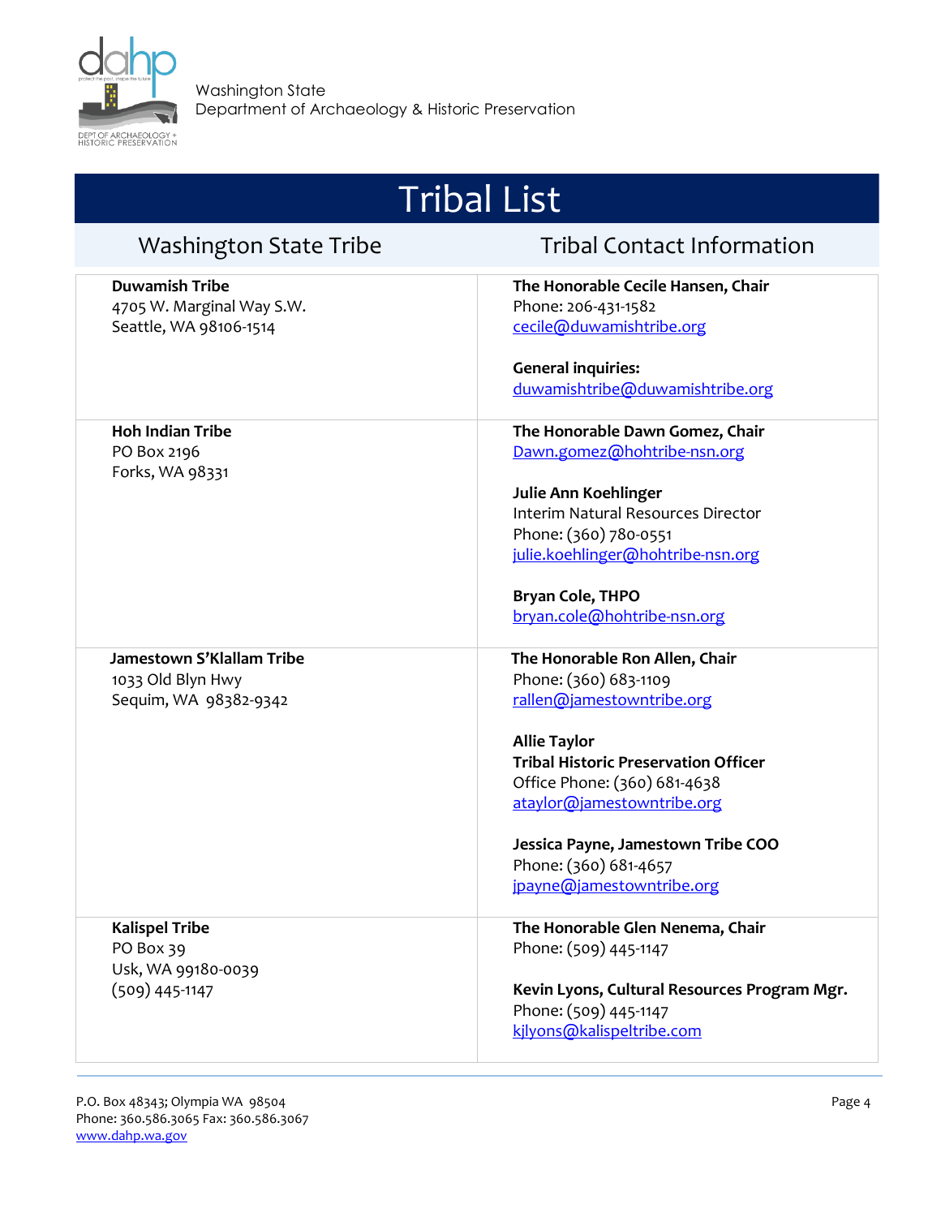Washington State
Department of Archaeology & Historic Preservation

# Tribal List

| Washington State Tribe | Tribal Contact Information |
|---|---|
| **Duwamish Tribe**<br>4705 W. Marginal Way S.W.<br>Seattle, WA 98106-1514 | **The Honorable Cecile Hansen, Chair**<br>Phone: 206-431-1582<br>cecile@duwamishtribe.org<br><br>**General inquiries:**<br>duwamishtribe@duwamishtribe.org |
| **Hoh Indian Tribe**<br>PO Box 2196<br>Forks, WA 98331 | **The Honorable Dawn Gomez, Chair**<br>Dawn.gomez@hohtribe-nsn.org<br><br>**Julie Ann Koehlinger**<br>Interim Natural Resources Director<br>Phone: (360) 780-0551<br>julie.koehlinger@hohtribe-nsn.org<br><br>**Bryan Cole, THPO**<br>bryan.cole@hohtribe-nsn.org |
| **Jamestown S'Klallam Tribe**<br>1033 Old Blyn Hwy<br>Sequim, WA 98382-9342 | **The Honorable Ron Allen, Chair**<br>Phone: (360) 683-1109<br>rallen@jamestowntribe.org<br><br>**Allie Taylor**<br>**Tribal Historic Preservation Officer**<br>Office Phone: (360) 681-4638<br>ataylor@jamestowntribe.org<br><br>**Jessica Payne, Jamestown Tribe COO**<br>Phone: (360) 681-4657<br>jpayne@jamestowntribe.org |
| **Kalispel Tribe**<br>PO Box 39<br>Usk, WA 99180-0039<br>(509) 445-1147 | **The Honorable Glen Nenema, Chair**<br>Phone: (509) 445-1147<br><br>**Kevin Lyons, Cultural Resources Program Mgr.**<br>Phone: (509) 445-1147<br>kjlyons@kalispeltribe.com |

P.O. Box 48343; Olympia WA 98504
Phone: 360.586.3065 Fax: 360.586.3067
www.dahp.wa.gov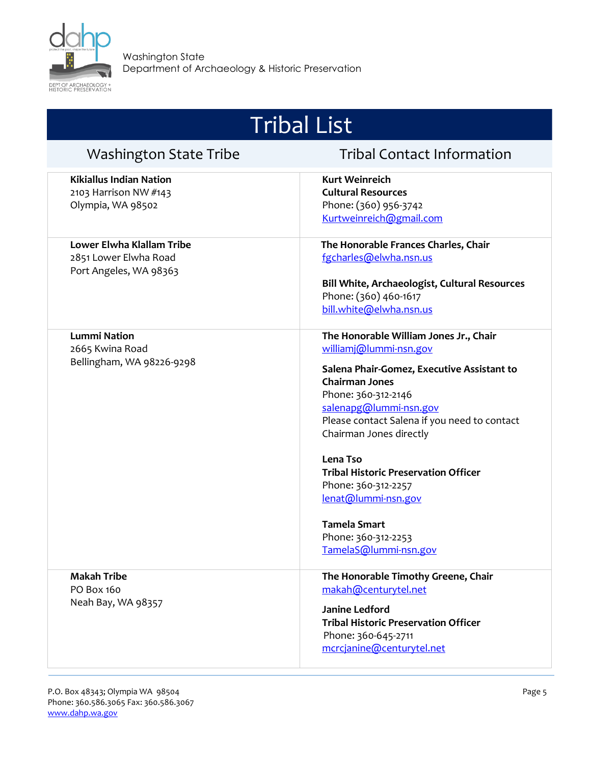# Tribal List

| Washington State Tribe | Tribal Contact Information |
|---|---|
| **Kikiallus Indian Nation**<br>2103 Harrison NW #143<br>Olympia, WA 98502 | **Kurt Weinreich**<br>**Cultural Resources**<br>Phone: (360) 956-3742<br>Kurtweinreich@gmail.com |
| **Lower Elwha Klallam Tribe**<br>2851 Lower Elwha Road<br>Port Angeles, WA 98363 | **The Honorable Frances Charles, Chair**<br>fgcharles@elwha.nsn.us<br><br>**Bill White, Archaeologist, Cultural Resources**<br>Phone: (360) 460-1617<br>bill.white@elwha.nsn.us |
| **Lummi Nation**<br>2665 Kwina Road<br>Bellingham, WA 98226-9298 | **The Honorable William Jones Jr., Chair**<br>williamj@lummi-nsn.gov<br><br>**Salena Phair-Gomez, Executive Assistant to Chairman Jones**<br>Phone: 360-312-2146<br>salenapg@lummi-nsn.gov<br>Please contact Salena if you need to contact Chairman Jones directly<br><br>**Lena Tso**<br>**Tribal Historic Preservation Officer**<br>Phone: 360-312-2257<br>lenat@lummi-nsn.gov<br><br>**Tamela Smart**<br>Phone: 360-312-2253<br>TamelaS@lummi-nsn.gov |
| **Makah Tribe**<br>PO Box 160<br>Neah Bay, WA 98357 | **The Honorable Timothy Greene, Chair**<br>makah@centurytel.net<br><br>**Janine Ledford**<br>**Tribal Historic Preservation Officer**<br>Phone: 360-645-2711<br>mcrcjanine@centurytel.net |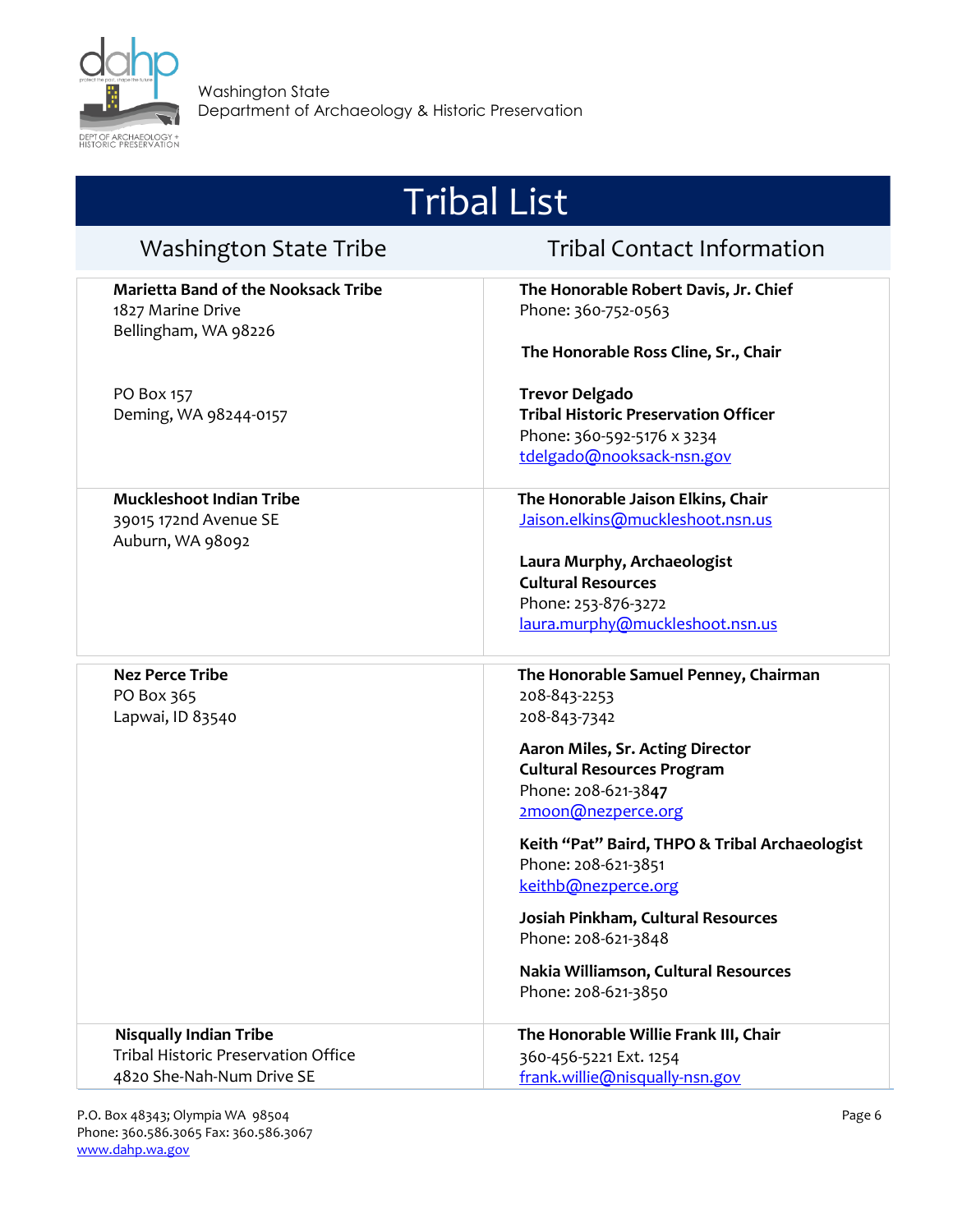Washington State
Department of Archaeology & Historic Preservation

# Tribal List

| Washington State Tribe | Tribal Contact Information |
| --- | --- |
| **Marietta Band of the Nooksack Tribe**<br>1827 Marine Drive<br>Bellingham, WA 98226<br><br>PO Box 157<br>Deming, WA 98244-0157 | **The Honorable Robert Davis, Jr. Chief**<br>Phone: 360-752-0563<br><br>**The Honorable Ross Cline, Sr., Chair**<br><br>**Trevor Delgado**<br>**Tribal Historic Preservation Officer**<br>Phone: 360-592-5176 x 3234<br>tdelgado@nooksack-nsn.gov |
| **Muckleshoot Indian Tribe**<br>39015 172nd Avenue SE<br>Auburn, WA 98092 | **The Honorable Jaison Elkins, Chair**<br>Jaison.elkins@muckleshoot.nsn.us<br><br>**Laura Murphy, Archaeologist**<br>**Cultural Resources**<br>Phone: 253-876-3272<br>laura.murphy@muckleshoot.nsn.us |
| **Nez Perce Tribe**<br>PO Box 365<br>Lapwai, ID 83540 | **The Honorable Samuel Penney, Chairman**<br>208-843-2253<br>208-843-7342<br><br>**Aaron Miles, Sr. Acting Director**<br>**Cultural Resources Program**<br>Phone: 208-621-3847<br>2moon@nezperce.org<br><br>**Keith "Pat" Baird, THPO & Tribal Archaeologist**<br>Phone: 208-621-3851<br>keithb@nezperce.org<br><br>**Josiah Pinkham, Cultural Resources**<br>Phone: 208-621-3848<br><br>**Nakia Williamson, Cultural Resources**<br>Phone: 208-621-3850 |
| **Nisqually Indian Tribe**<br>Tribal Historic Preservation Office<br>4820 She-Nah-Num Drive SE | **The Honorable Willie Frank III, Chair**<br>360-456-5221 Ext. 1254<br>frank.willie@nisqually-nsn.gov |

P.O. Box 48343; Olympia WA 98504
Phone: 360.586.3065 Fax: 360.586.3067
www.dahp.wa.gov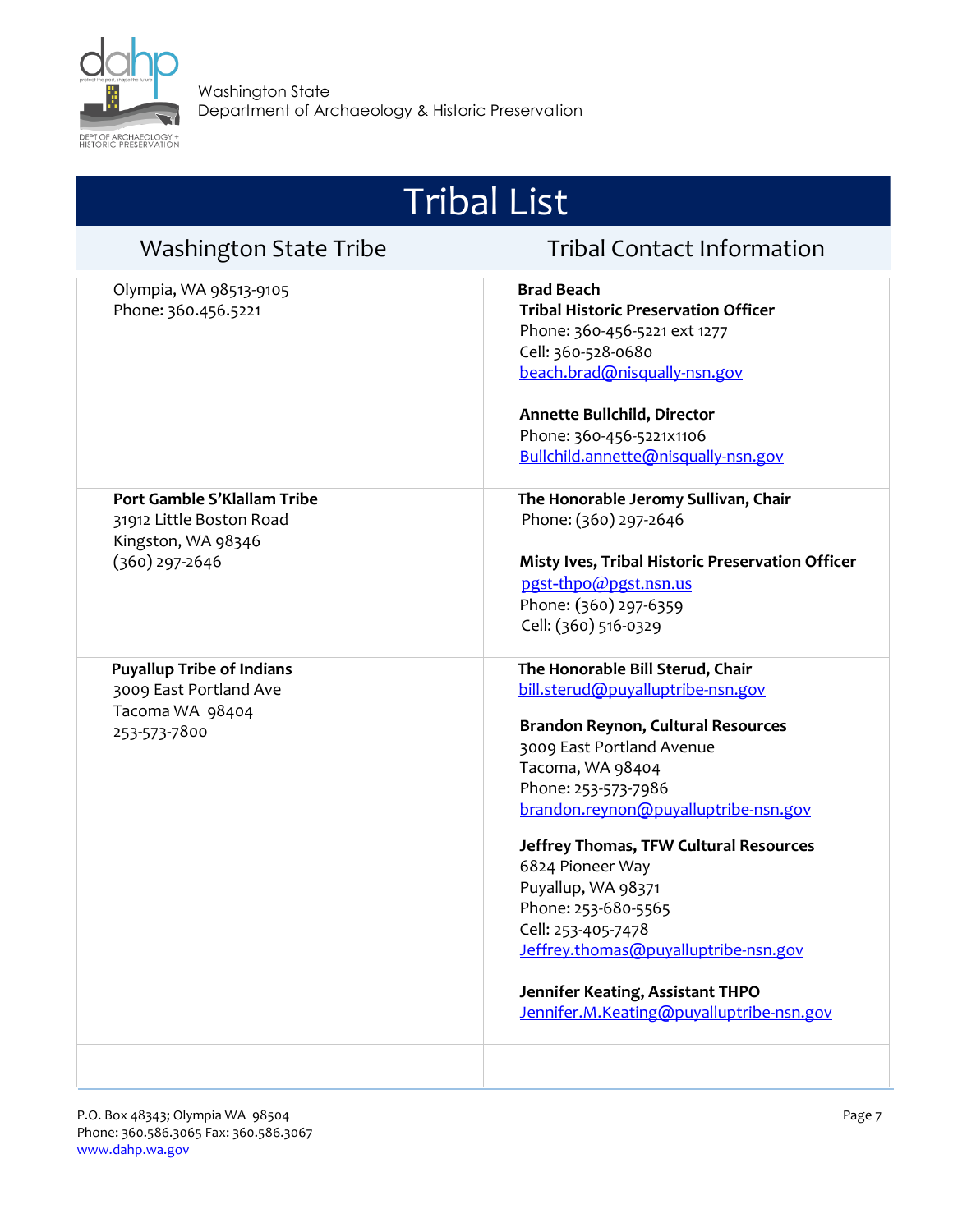Washington State
Department of Archaeology & Historic Preservation

# Tribal List

| Washington State Tribe | Tribal Contact Information |
|---|---|
| Olympia, WA 98513-9105<br>Phone: 360.456.5221 | **Brad Beach**<br>**Tribal Historic Preservation Officer**<br>Phone: 360-456-5221 ext 1277<br>Cell: 360-528-0680<br>beach.brad@nisqually-nsn.gov<br><br>**Annette Bullchild, Director**<br>Phone: 360-456-5221x1106<br>Bullchild.annette@nisqually-nsn.gov |
| **Port Gamble S'Klallam Tribe**<br>31912 Little Boston Road<br>Kingston, WA 98346<br>(360) 297-2646 | **The Honorable Jeromy Sullivan, Chair**<br>Phone: (360) 297-2646<br><br>**Misty Ives, Tribal Historic Preservation Officer**<br>pgst-thpo@pgst.nsn.us<br>Phone: (360) 297-6359<br>Cell: (360) 516-0329 |
| **Puyallup Tribe of Indians**<br>3009 East Portland Ave<br>Tacoma WA 98404<br>253-573-7800 | **The Honorable Bill Sterud, Chair**<br>bill.sterud@puyalluptribe-nsn.gov<br><br>**Brandon Reynon, Cultural Resources**<br>3009 East Portland Avenue<br>Tacoma, WA 98404<br>Phone: 253-573-7986<br>brandon.reynon@puyalluptribe-nsn.gov<br><br>**Jeffrey Thomas, TFW Cultural Resources**<br>6824 Pioneer Way<br>Puyallup, WA 98371<br>Phone: 253-680-5565<br>Cell: 253-405-7478<br>Jeffrey.thomas@puyalluptribe-nsn.gov<br><br>**Jennifer Keating, Assistant THPO**<br>Jennifer.M.Keating@puyalluptribe-nsn.gov |
| | |

P.O. Box 48343; Olympia WA 98504
Phone: 360.586.3065 Fax: 360.586.3067
www.dahp.wa.gov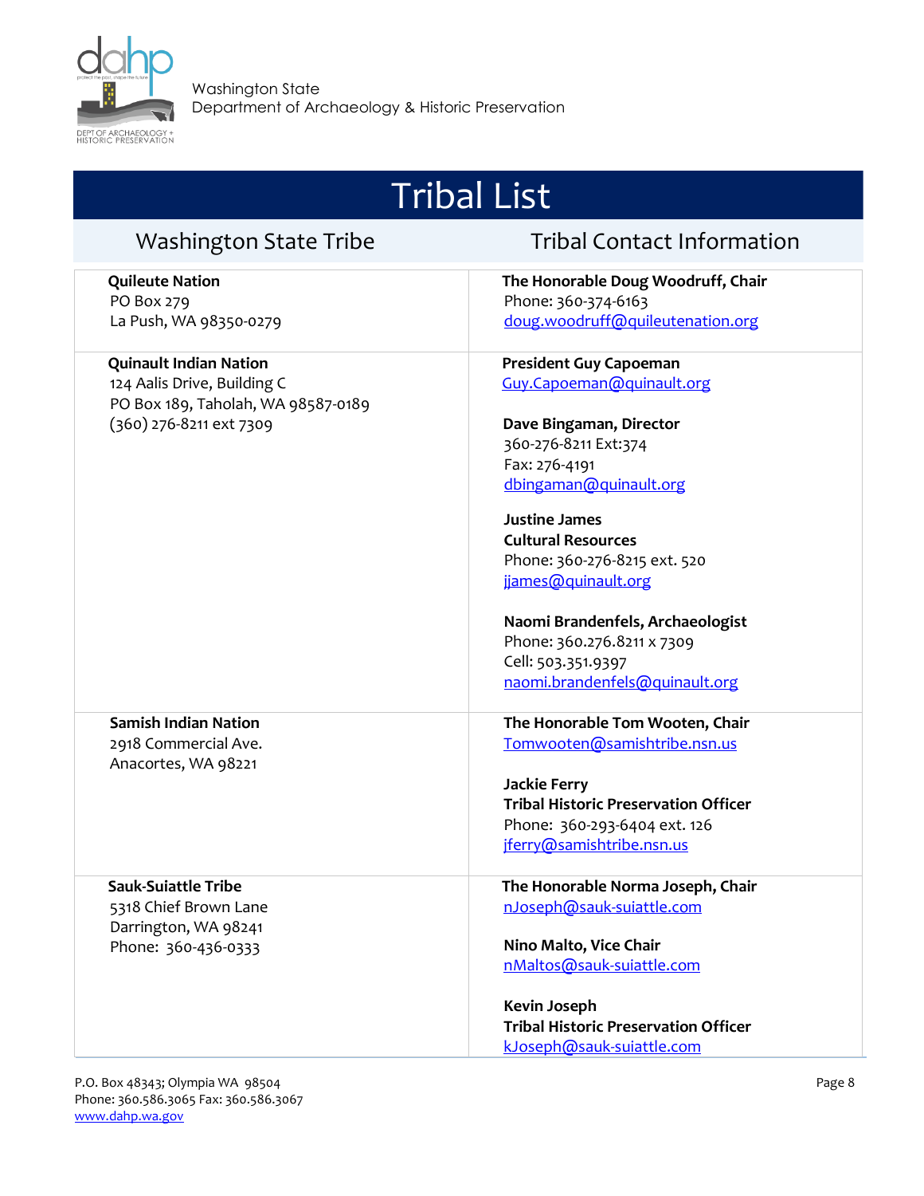# Tribal List

| Washington State Tribe | Tribal Contact Information |
|---|---|
| **Quileute Nation**<br>PO Box 279<br>La Push, WA 98350-0279 | **The Honorable Doug Woodruff, Chair**<br>Phone: 360-374-6163<br>doug.woodruff@quileutenation.org |
| **Quinault Indian Nation**<br>124 Aalis Drive, Building C<br>PO Box 189, Taholah, WA 98587-0189<br>(360) 276-8211 ext 7309 | **President Guy Capoeman**<br>Guy.Capoeman@quinault.org<br><br>**Dave Bingaman, Director**<br>360-276-8211 Ext:374<br>Fax: 276-4191<br>dbingaman@quinault.org<br><br>**Justine James**<br>**Cultural Resources**<br>Phone: 360-276-8215 ext. 520<br>jjames@quinault.org<br><br>**Naomi Brandenfels, Archaeologist**<br>Phone: 360.276.8211 x 7309<br>Cell: 503.351.9397<br>naomi.brandenfels@quinault.org |
| **Samish Indian Nation**<br>2918 Commercial Ave.<br>Anacortes, WA 98221 | **The Honorable Tom Wooten, Chair**<br>Tomwooten@samishtribe.nsn.us<br><br>**Jackie Ferry**<br>**Tribal Historic Preservation Officer**<br>Phone: 360-293-6404 ext. 126<br>jferry@samishtribe.nsn.us |
| **Sauk-Suiattle Tribe**<br>5318 Chief Brown Lane<br>Darrington, WA 98241<br>Phone: 360-436-0333 | **The Honorable Norma Joseph, Chair**<br>nJoseph@sauk-suiattle.com<br><br>**Nino Malto, Vice Chair**<br>nMaltos@sauk-suiattle.com<br><br>**Kevin Joseph**<br>**Tribal Historic Preservation Officer**<br>kJoseph@sauk-suiattle.com |

P.O. Box 48343; Olympia WA 98504
Phone: 360.586.3065 Fax: 360.586.3067
www.dahp.wa.gov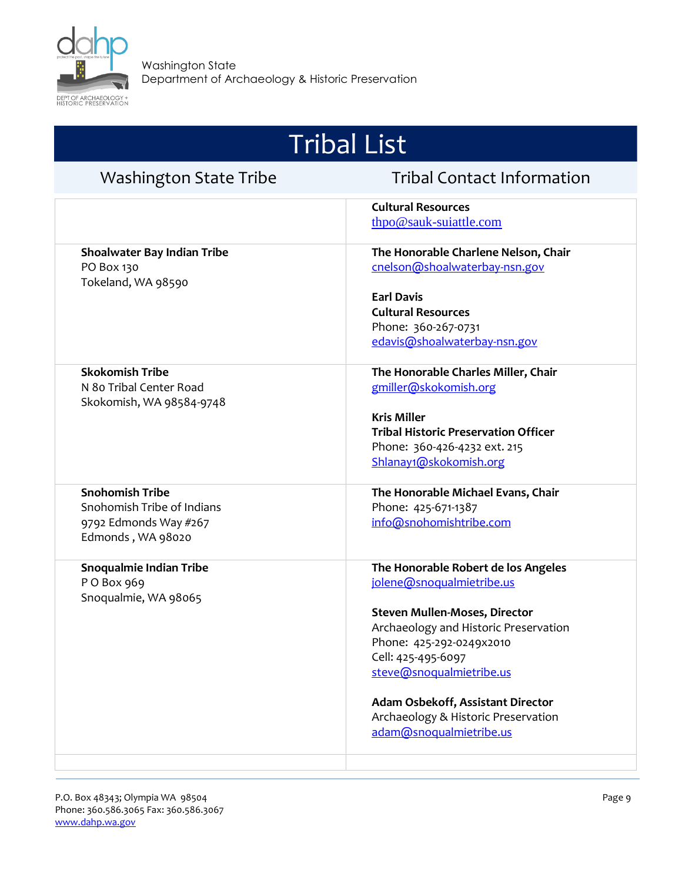# Tribal List

| Washington State Tribe | Tribal Contact Information |
| --- | --- |
| | **Cultural Resources**<br>thpo@sauk-suiattle.com |
| **Shoalwater Bay Indian Tribe**<br>PO Box 130<br>Tokeland, WA 98590 | **The Honorable Charlene Nelson, Chair**<br>cnelson@shoalwaterbay-nsn.gov<br><br>**Earl Davis**<br>**Cultural Resources**<br>Phone: 360-267-0731<br>edavis@shoalwaterbay-nsn.gov |
| **Skokomish Tribe**<br>N 80 Tribal Center Road<br>Skokomish, WA 98584-9748 | **The Honorable Charles Miller, Chair**<br>gmiller@skokomish.org<br><br>**Kris Miller**<br>**Tribal Historic Preservation Officer**<br>Phone: 360-426-4232 ext. 215<br>Shlanay1@skokomish.org |
| **Snohomish Tribe**<br>Snohomish Tribe of Indians<br>9792 Edmonds Way #267<br>Edmonds , WA 98020 | **The Honorable Michael Evans, Chair**<br>Phone: 425-671-1387<br>info@snohomishtribe.com |
| **Snoqualmie Indian Tribe**<br>P O Box 969<br>Snoqualmie, WA 98065 | **The Honorable Robert de los Angeles**<br>jolene@snoqualmietribe.us<br><br>**Steven Mullen-Moses, Director**<br>Archaeology and Historic Preservation<br>Phone: 425-292-0249x2010<br>Cell: 425-495-6097<br>steve@snoqualmietribe.us<br><br>**Adam Osbekoff, Assistant Director**<br>Archaeology & Historic Preservation<br>adam@snoqualmietribe.us |
| | |

P.O. Box 48343; Olympia WA 98504
Phone: 360.586.3065 Fax: 360.586.3067
www.dahp.wa.gov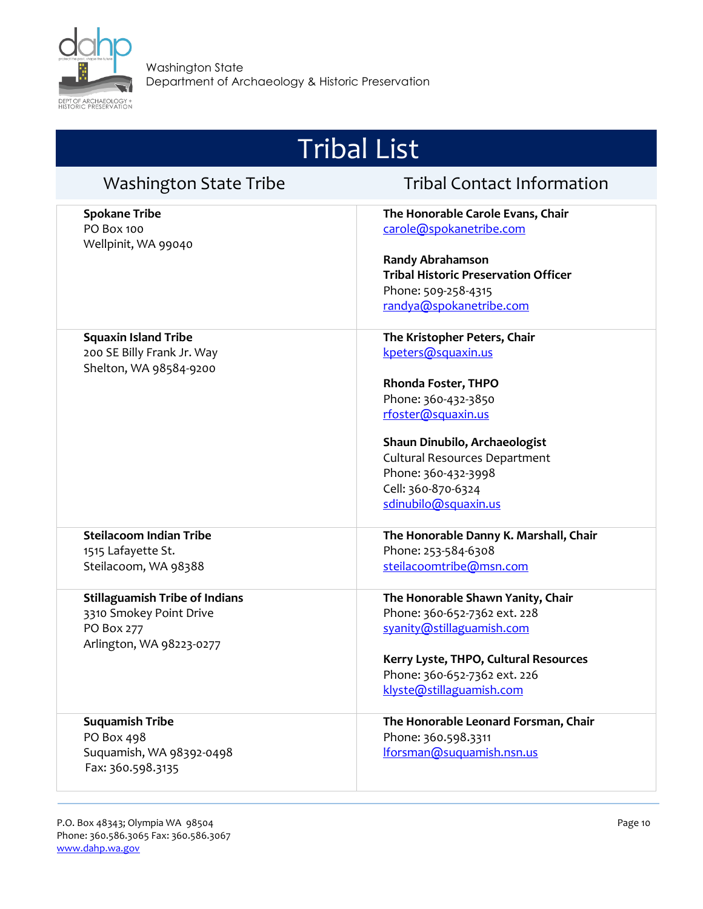# Tribal List

| Washington State Tribe | Tribal Contact Information |
|---|---|
| **Spokane Tribe**<br>PO Box 100<br>Wellpinit, WA 99040 | **The Honorable Carole Evans, Chair**<br>carole@spokanetribe.com<br><br>**Randy Abrahamson**<br>**Tribal Historic Preservation Officer**<br>Phone: 509-258-4315<br>randya@spokanetribe.com |
| **Squaxin Island Tribe**<br>200 SE Billy Frank Jr. Way<br>Shelton, WA 98584-9200 | **The Kristopher Peters, Chair**<br>kpeters@squaxin.us<br><br>**Rhonda Foster, THPO**<br>Phone: 360-432-3850<br>rfoster@squaxin.us<br><br>**Shaun Dinubilo, Archaeologist**<br>Cultural Resources Department<br>Phone: 360-432-3998<br>Cell: 360-870-6324<br>sdinubilo@squaxin.us |
| **Steilacoom Indian Tribe**<br>1515 Lafayette St.<br>Steilacoom, WA 98388 | **The Honorable Danny K. Marshall, Chair**<br>Phone: 253-584-6308<br>steilacoomtribe@msn.com |
| **Stillaguamish Tribe of Indians**<br>3310 Smokey Point Drive<br>PO Box 277<br>Arlington, WA 98223-0277 | **The Honorable Shawn Yanity, Chair**<br>Phone: 360-652-7362 ext. 228<br>syanity@stillaguamish.com<br><br>**Kerry Lyste, THPO, Cultural Resources**<br>Phone: 360-652-7362 ext. 226<br>klyste@stillaguamish.com |
| **Suquamish Tribe**<br>PO Box 498<br>Suquamish, WA 98392-0498<br>Fax: 360.598.3135 | **The Honorable Leonard Forsman, Chair**<br>Phone: 360.598.3311<br>lforsman@suquamish.nsn.us |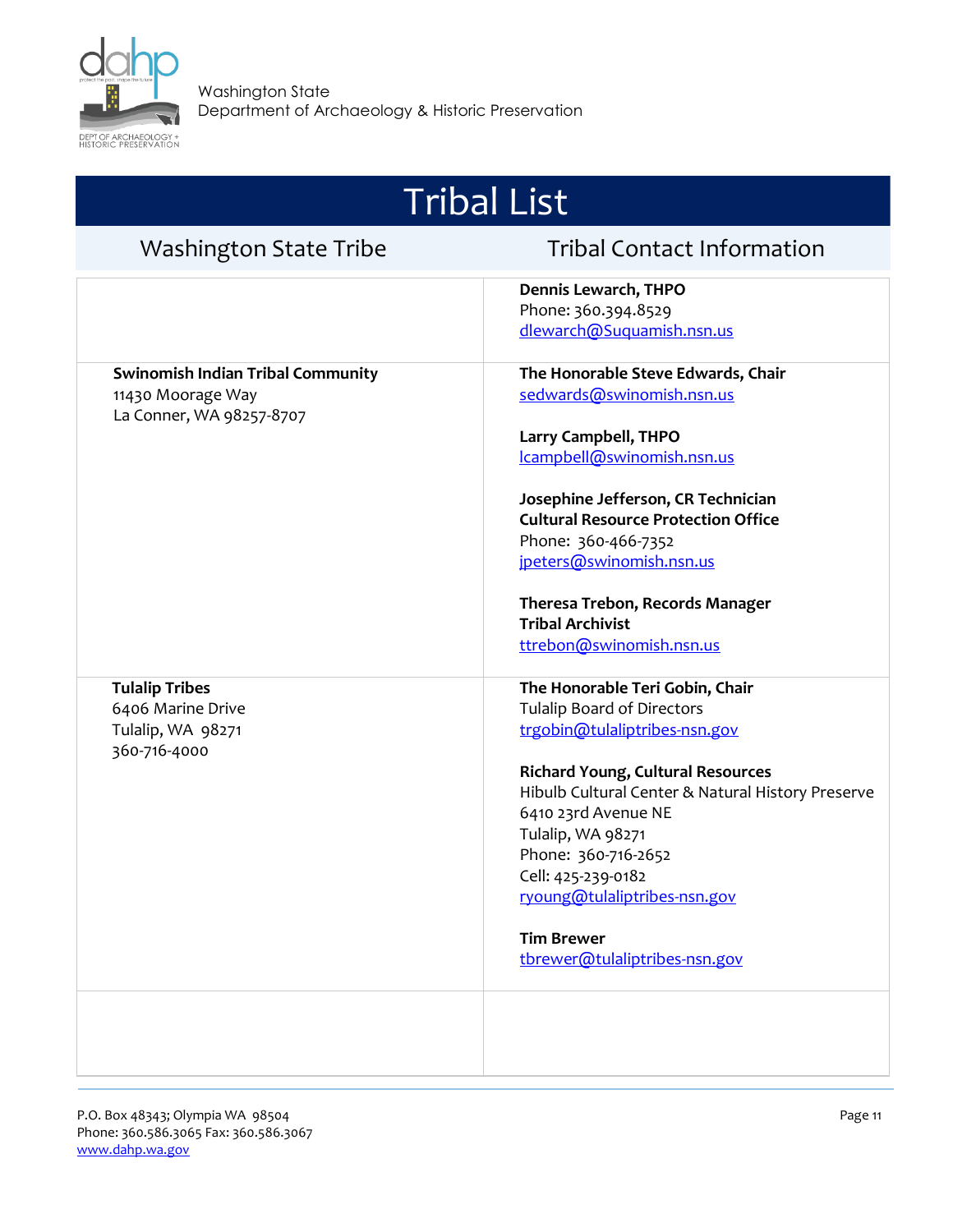# Tribal List

| Washington State Tribe | Tribal Contact Information |
|---|---|
| | **Dennis Lewarch, THPO**<br>Phone: 360.394.8529<br>dlewarch@Suquamish.nsn.us |
| **Swinomish Indian Tribal Community**<br>11430 Moorage Way<br>La Conner, WA 98257-8707 | **The Honorable Steve Edwards, Chair**<br>sedwards@swinomish.nsn.us<br><br>**Larry Campbell, THPO**<br>lcampbell@swinomish.nsn.us<br><br>**Josephine Jefferson, CR Technician**<br>**Cultural Resource Protection Office**<br>Phone: 360-466-7352<br>jpeters@swinomish.nsn.us<br><br>**Theresa Trebon, Records Manager**<br>**Tribal Archivist**<br>ttrebon@swinomish.nsn.us |
| **Tulalip Tribes**<br>6406 Marine Drive<br>Tulalip, WA 98271<br>360-716-4000 | **The Honorable Teri Gobin, Chair**<br>Tulalip Board of Directors<br>trgobin@tulaliptribes-nsn.gov<br><br>**Richard Young, Cultural Resources**<br>Hibulb Cultural Center & Natural History Preserve<br>6410 23rd Avenue NE<br>Tulalip, WA 98271<br>Phone: 360-716-2652<br>Cell: 425-239-0182<br>ryoung@tulaliptribes-nsn.gov<br><br>**Tim Brewer**<br>tbrewer@tulaliptribes-nsn.gov |
| | |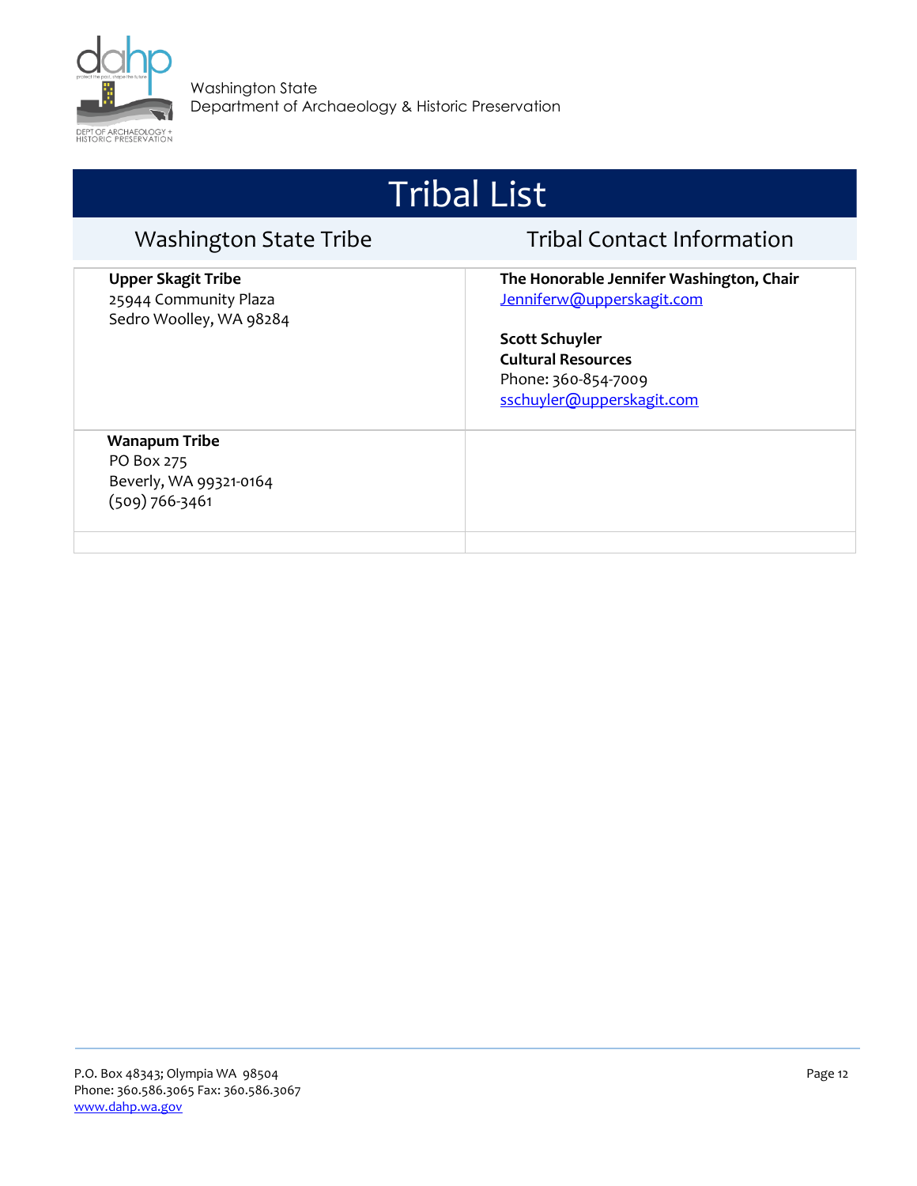Washington State
Department of Archaeology & Historic Preservation

# Tribal List

| Washington State Tribe | Tribal Contact Information |
|---|---|
| **Upper Skagit Tribe**<br>25944 Community Plaza<br>Sedro Woolley, WA 98284 | **The Honorable Jennifer Washington, Chair**<br>Jenniferw@upperskagit.com<br><br>**Scott Schuyler**<br>**Cultural Resources**<br>Phone: 360-854-7009<br>sschuyler@upperskagit.com |
| **Wanapum Tribe**<br>PO Box 275<br>Beverly, WA 99321-0164<br>(509) 766-3461 | |
| | |

P.O. Box 48343; Olympia WA 98504
Phone: 360.586.3065 Fax: 360.586.3067
www.dahp.wa.gov